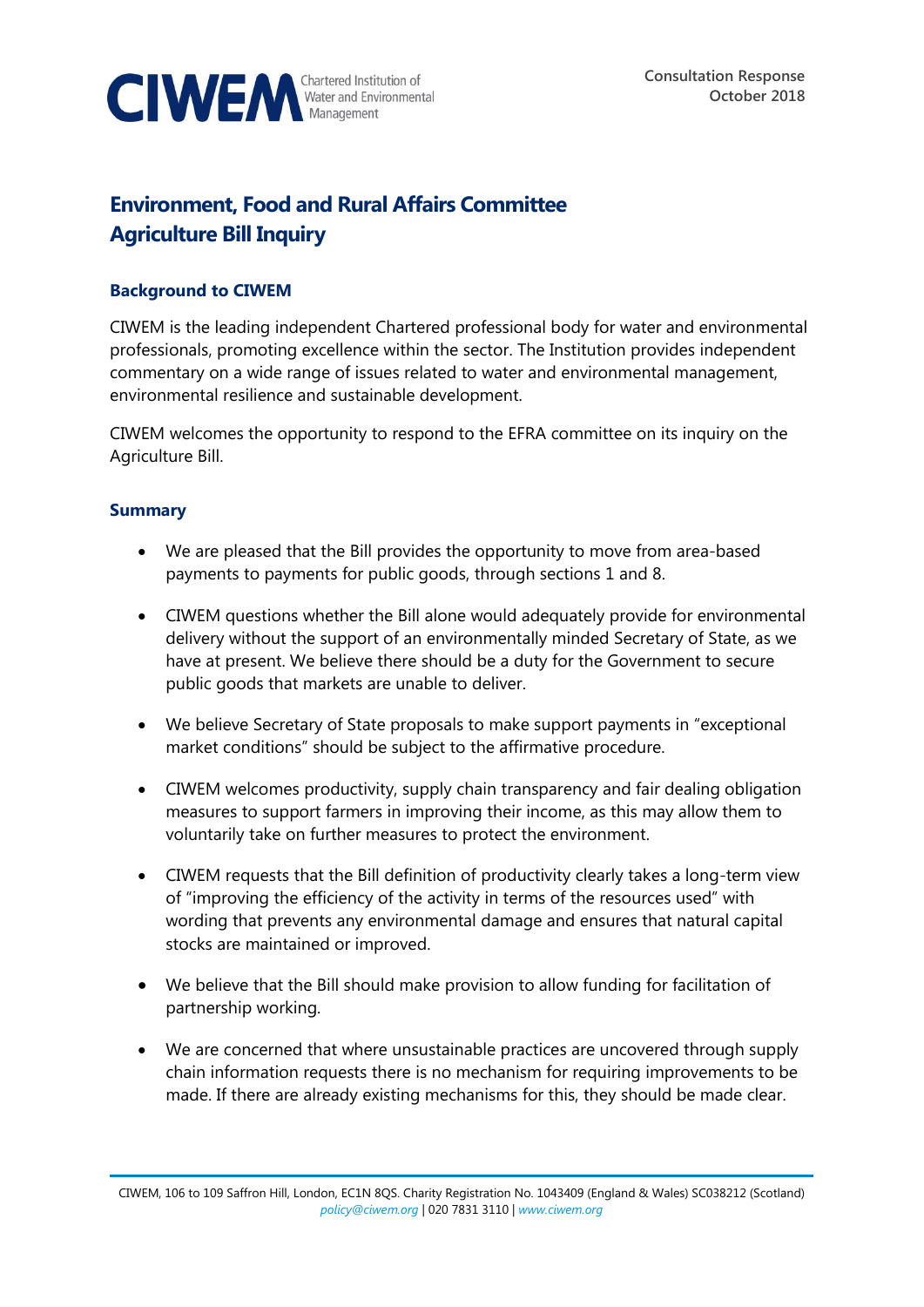CIWEM Chartered Institution of Water and Environmental Management

Consultation Response
October 2018

# Environment, Food and Rural Affairs Committee
# Agriculture Bill Inquiry

## Background to CIWEM

CIWEM is the leading independent Chartered professional body for water and environmental professionals, promoting excellence within the sector. The Institution provides independent commentary on a wide range of issues related to water and environmental management, environmental resilience and sustainable development.

CIWEM welcomes the opportunity to respond to the EFRA committee on its inquiry on the Agriculture Bill.

## Summary

- We are pleased that the Bill provides the opportunity to move from area-based payments to payments for public goods, through sections 1 and 8.
- CIWEM questions whether the Bill alone would adequately provide for environmental delivery without the support of an environmentally minded Secretary of State, as we have at present. We believe there should be a duty for the Government to secure public goods that markets are unable to deliver.
- We believe Secretary of State proposals to make support payments in "exceptional market conditions" should be subject to the affirmative procedure.
- CIWEM welcomes productivity, supply chain transparency and fair dealing obligation measures to support farmers in improving their income, as this may allow them to voluntarily take on further measures to protect the environment.
- CIWEM requests that the Bill definition of productivity clearly takes a long-term view of "improving the efficiency of the activity in terms of the resources used" with wording that prevents any environmental damage and ensures that natural capital stocks are maintained or improved.
- We believe that the Bill should make provision to allow funding for facilitation of partnership working.
- We are concerned that where unsustainable practices are uncovered through supply chain information requests there is no mechanism for requiring improvements to be made. If there are already existing mechanisms for this, they should be made clear.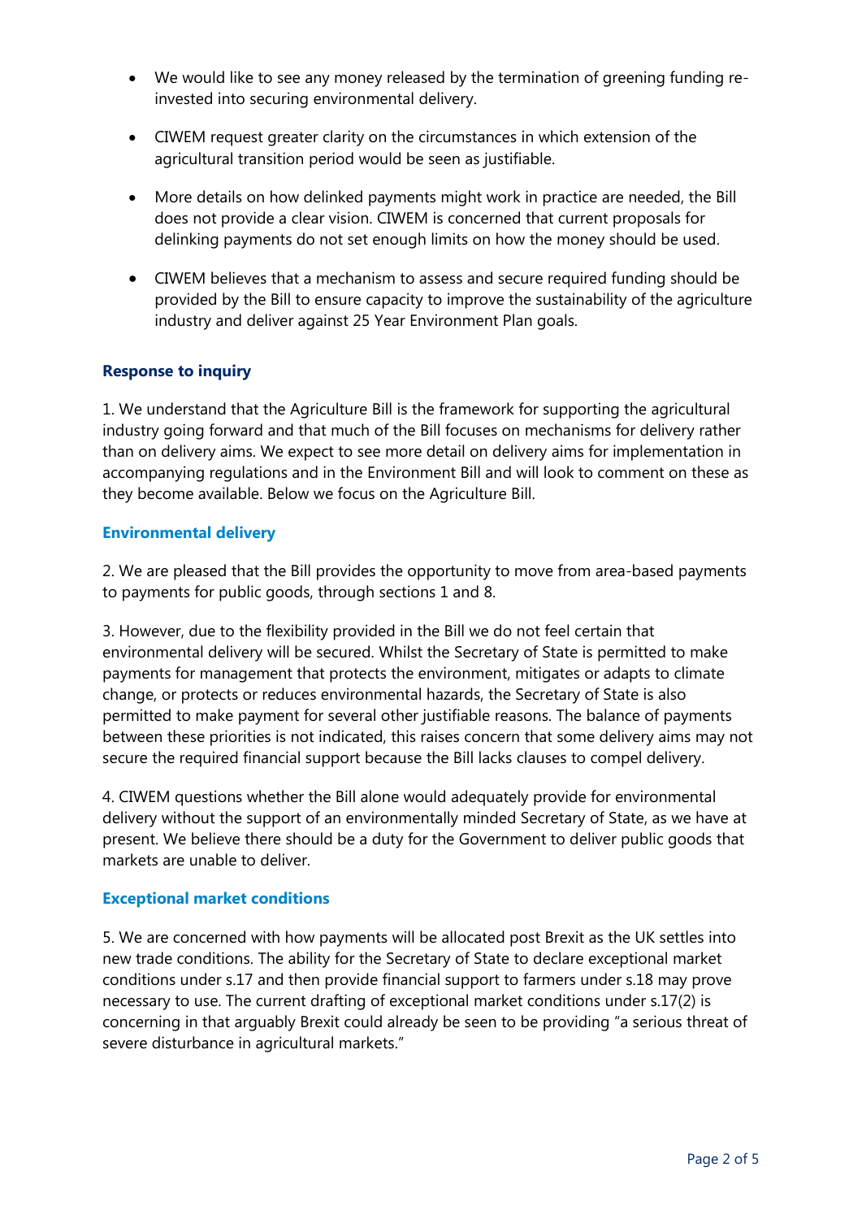- We would like to see any money released by the termination of greening funding re-invested into securing environmental delivery.

- CIWEM request greater clarity on the circumstances in which extension of the agricultural transition period would be seen as justifiable.

- More details on how delinked payments might work in practice are needed, the Bill does not provide a clear vision. CIWEM is concerned that current proposals for delinking payments do not set enough limits on how the money should be used.

- CIWEM believes that a mechanism to assess and secure required funding should be provided by the Bill to ensure capacity to improve the sustainability of the agriculture industry and deliver against 25 Year Environment Plan goals.

## Response to inquiry

1. We understand that the Agriculture Bill is the framework for supporting the agricultural industry going forward and that much of the Bill focuses on mechanisms for delivery rather than on delivery aims. We expect to see more detail on delivery aims for implementation in accompanying regulations and in the Environment Bill and will look to comment on these as they become available. Below we focus on the Agriculture Bill.

### Environmental delivery

2. We are pleased that the Bill provides the opportunity to move from area-based payments to payments for public goods, through sections 1 and 8.

3. However, due to the flexibility provided in the Bill we do not feel certain that environmental delivery will be secured. Whilst the Secretary of State is permitted to make payments for management that protects the environment, mitigates or adapts to climate change, or protects or reduces environmental hazards, the Secretary of State is also permitted to make payment for several other justifiable reasons. The balance of payments between these priorities is not indicated, this raises concern that some delivery aims may not secure the required financial support because the Bill lacks clauses to compel delivery.

4. CIWEM questions whether the Bill alone would adequately provide for environmental delivery without the support of an environmentally minded Secretary of State, as we have at present. We believe there should be a duty for the Government to deliver public goods that markets are unable to deliver.

### Exceptional market conditions

5. We are concerned with how payments will be allocated post Brexit as the UK settles into new trade conditions. The ability for the Secretary of State to declare exceptional market conditions under s.17 and then provide financial support to farmers under s.18 may prove necessary to use. The current drafting of exceptional market conditions under s.17(2) is concerning in that arguably Brexit could already be seen to be providing "a serious threat of severe disturbance in agricultural markets."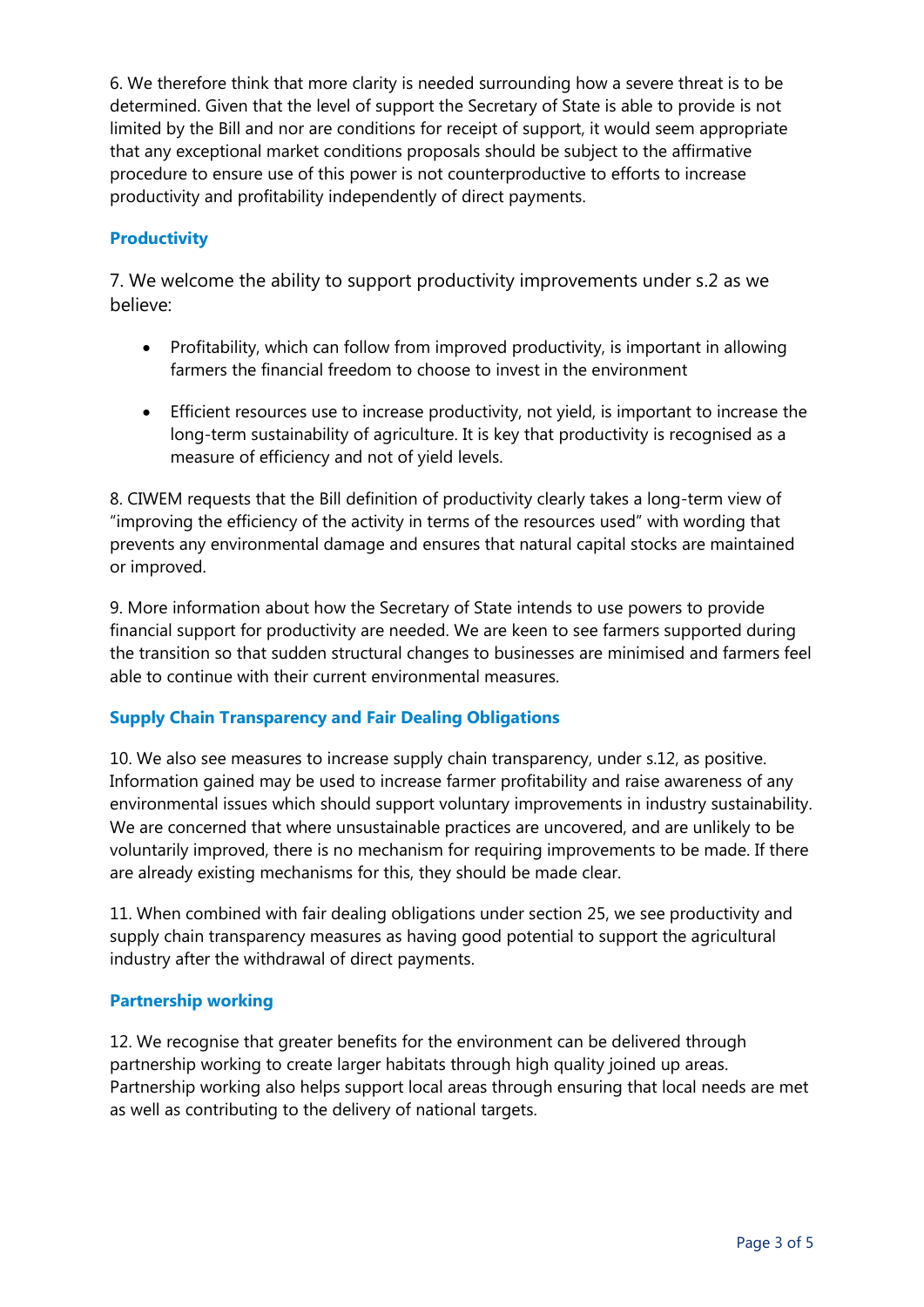6. We therefore think that more clarity is needed surrounding how a severe threat is to be determined. Given that the level of support the Secretary of State is able to provide is not limited by the Bill and nor are conditions for receipt of support, it would seem appropriate that any exceptional market conditions proposals should be subject to the affirmative procedure to ensure use of this power is not counterproductive to efforts to increase productivity and profitability independently of direct payments.

### Productivity

7. We welcome the ability to support productivity improvements under s.2 as we believe:

- Profitability, which can follow from improved productivity, is important in allowing farmers the financial freedom to choose to invest in the environment
- Efficient resources use to increase productivity, not yield, is important to increase the long-term sustainability of agriculture. It is key that productivity is recognised as a measure of efficiency and not of yield levels.

8. CIWEM requests that the Bill definition of productivity clearly takes a long-term view of "improving the efficiency of the activity in terms of the resources used" with wording that prevents any environmental damage and ensures that natural capital stocks are maintained or improved.

9. More information about how the Secretary of State intends to use powers to provide financial support for productivity are needed. We are keen to see farmers supported during the transition so that sudden structural changes to businesses are minimised and farmers feel able to continue with their current environmental measures.

### Supply Chain Transparency and Fair Dealing Obligations

10. We also see measures to increase supply chain transparency, under s.12, as positive. Information gained may be used to increase farmer profitability and raise awareness of any environmental issues which should support voluntary improvements in industry sustainability. We are concerned that where unsustainable practices are uncovered, and are unlikely to be voluntarily improved, there is no mechanism for requiring improvements to be made. If there are already existing mechanisms for this, they should be made clear.

11. When combined with fair dealing obligations under section 25, we see productivity and supply chain transparency measures as having good potential to support the agricultural industry after the withdrawal of direct payments.

### Partnership working

12. We recognise that greater benefits for the environment can be delivered through partnership working to create larger habitats through high quality joined up areas. Partnership working also helps support local areas through ensuring that local needs are met as well as contributing to the delivery of national targets.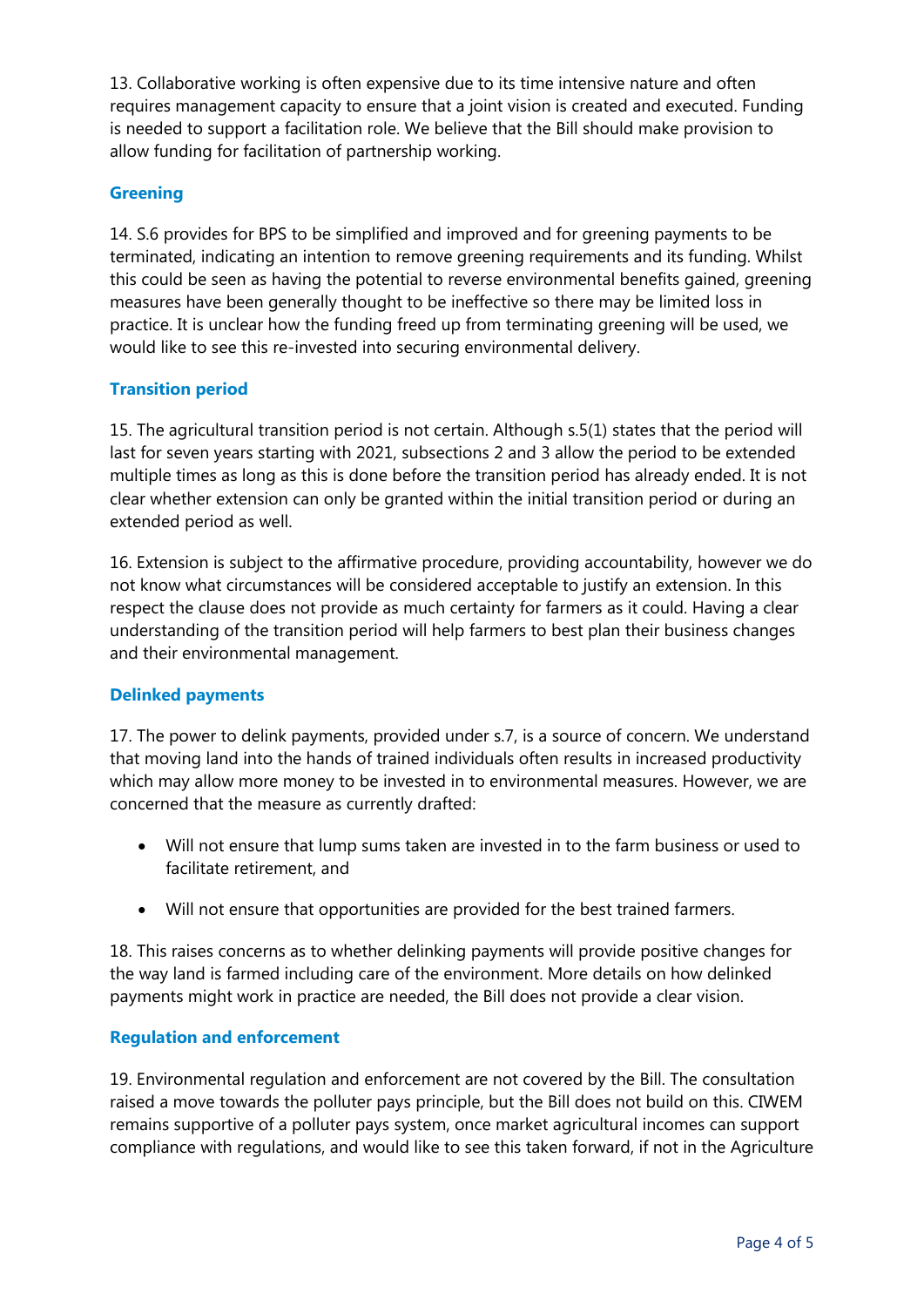13. Collaborative working is often expensive due to its time intensive nature and often requires management capacity to ensure that a joint vision is created and executed. Funding is needed to support a facilitation role. We believe that the Bill should make provision to allow funding for facilitation of partnership working.

### Greening

14. S.6 provides for BPS to be simplified and improved and for greening payments to be terminated, indicating an intention to remove greening requirements and its funding. Whilst this could be seen as having the potential to reverse environmental benefits gained, greening measures have been generally thought to be ineffective so there may be limited loss in practice. It is unclear how the funding freed up from terminating greening will be used, we would like to see this re-invested into securing environmental delivery.

### Transition period

15. The agricultural transition period is not certain. Although s.5(1) states that the period will last for seven years starting with 2021, subsections 2 and 3 allow the period to be extended multiple times as long as this is done before the transition period has already ended. It is not clear whether extension can only be granted within the initial transition period or during an extended period as well.

16. Extension is subject to the affirmative procedure, providing accountability, however we do not know what circumstances will be considered acceptable to justify an extension. In this respect the clause does not provide as much certainty for farmers as it could. Having a clear understanding of the transition period will help farmers to best plan their business changes and their environmental management.

### Delinked payments

17. The power to delink payments, provided under s.7, is a source of concern. We understand that moving land into the hands of trained individuals often results in increased productivity which may allow more money to be invested in to environmental measures. However, we are concerned that the measure as currently drafted:

- Will not ensure that lump sums taken are invested in to the farm business or used to facilitate retirement, and
- Will not ensure that opportunities are provided for the best trained farmers.

18. This raises concerns as to whether delinking payments will provide positive changes for the way land is farmed including care of the environment. More details on how delinked payments might work in practice are needed, the Bill does not provide a clear vision.

### Regulation and enforcement

19. Environmental regulation and enforcement are not covered by the Bill. The consultation raised a move towards the polluter pays principle, but the Bill does not build on this. CIWEM remains supportive of a polluter pays system, once market agricultural incomes can support compliance with regulations, and would like to see this taken forward, if not in the Agriculture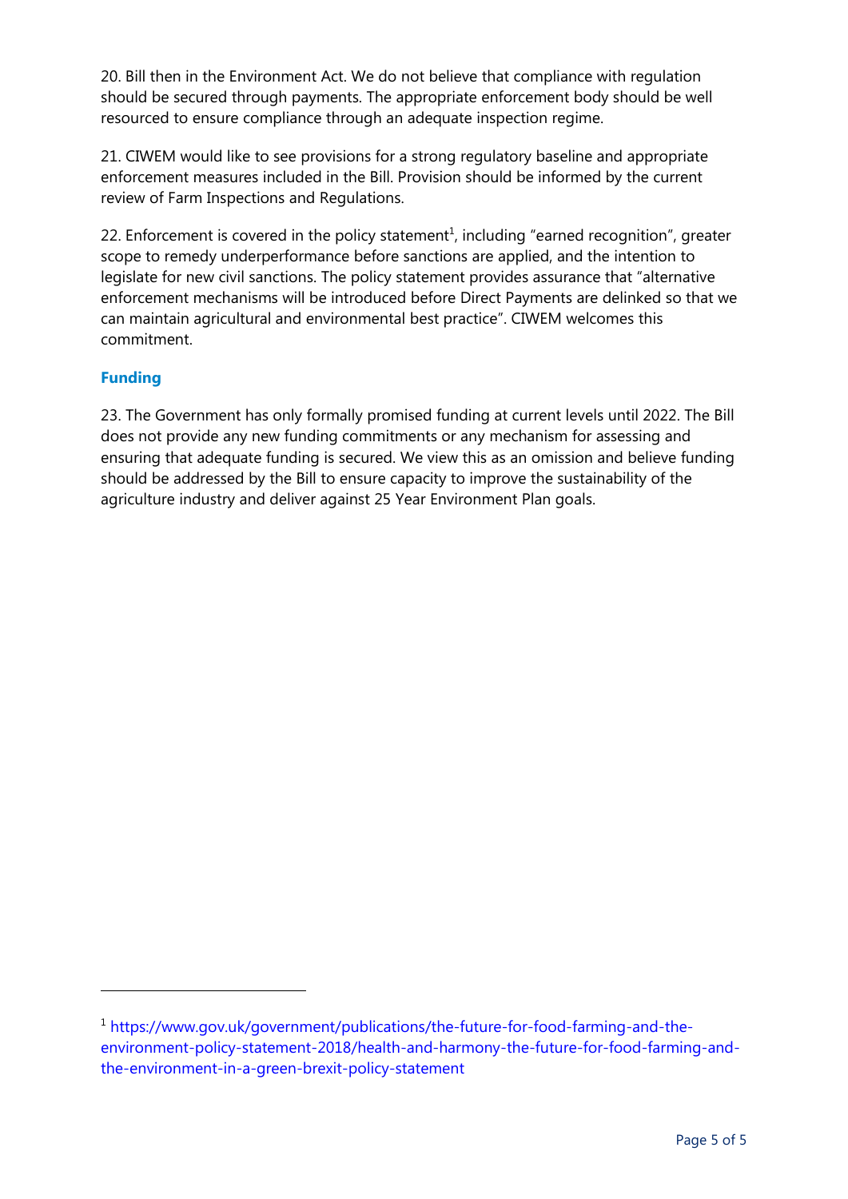20. Bill then in the Environment Act. We do not believe that compliance with regulation should be secured through payments. The appropriate enforcement body should be well resourced to ensure compliance through an adequate inspection regime.

21. CIWEM would like to see provisions for a strong regulatory baseline and appropriate enforcement measures included in the Bill. Provision should be informed by the current review of Farm Inspections and Regulations.

22. Enforcement is covered in the policy statement[1], including "earned recognition", greater scope to remedy underperformance before sanctions are applied, and the intention to legislate for new civil sanctions. The policy statement provides assurance that "alternative enforcement mechanisms will be introduced before Direct Payments are delinked so that we can maintain agricultural and environmental best practice". CIWEM welcomes this commitment.

## Funding

23. The Government has only formally promised funding at current levels until 2022. The Bill does not provide any new funding commitments or any mechanism for assessing and ensuring that adequate funding is secured. We view this as an omission and believe funding should be addressed by the Bill to ensure capacity to improve the sustainability of the agriculture industry and deliver against 25 Year Environment Plan goals.

---

[1] https://www.gov.uk/government/publications/the-future-for-food-farming-and-the-environment-policy-statement-2018/health-and-harmony-the-future-for-food-farming-and-the-environment-in-a-green-brexit-policy-statement